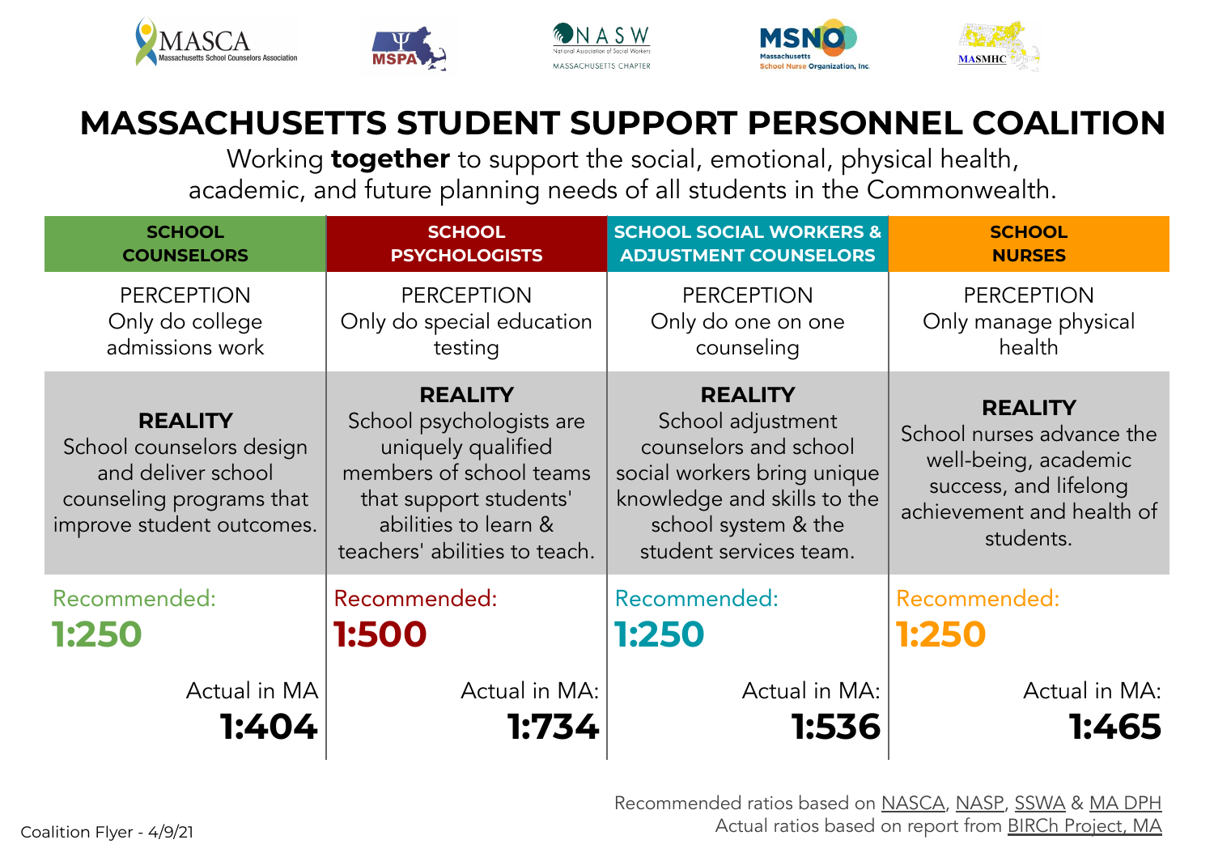MASCA Massachusetts School Counselors Association | MSPA | NASW National Association of Social Workers Massachusetts Chapter | MSNO Massachusetts School Nurse Organization, Inc. | MASMHC

# MASSACHUSETTS STUDENT SUPPORT PERSONNEL COALITION

Working **together** to support the social, emotional, physical health, academic, and future planning needs of all students in the Commonwealth.

| SCHOOL COUNSELORS | SCHOOL PSYCHOLOGISTS | SCHOOL SOCIAL WORKERS & ADJUSTMENT COUNSELORS | SCHOOL NURSES |
|---|---|---|---|
| PERCEPTION<br>Only do college admissions work | PERCEPTION<br>Only do special education testing | PERCEPTION<br>Only do one on one counseling | PERCEPTION<br>Only manage physical health |
| **REALITY**<br>School counselors design and deliver school counseling programs that improve student outcomes. | **REALITY**<br>School psychologists are uniquely qualified members of school teams that support students' abilities to learn & teachers' abilities to teach. | **REALITY**<br>School adjustment counselors and school social workers bring unique knowledge and skills to the school system & the student services team. | **REALITY**<br>School nurses advance the well-being, academic success, and lifelong achievement and health of students. |
| Recommended:<br>**1:250** | Recommended:<br>**1:500** | Recommended:<br>**1:250** | Recommended:<br>**1:250** |
| Actual in MA<br>**1:404** | Actual in MA:<br>**1:734** | Actual in MA:<br>**1:536** | Actual in MA:<br>**1:465** |

Recommended ratios based on NASCA, NASP, SSWA & MA DPH
Actual ratios based on report from BIRCh Project, MA

Coalition Flyer - 4/9/21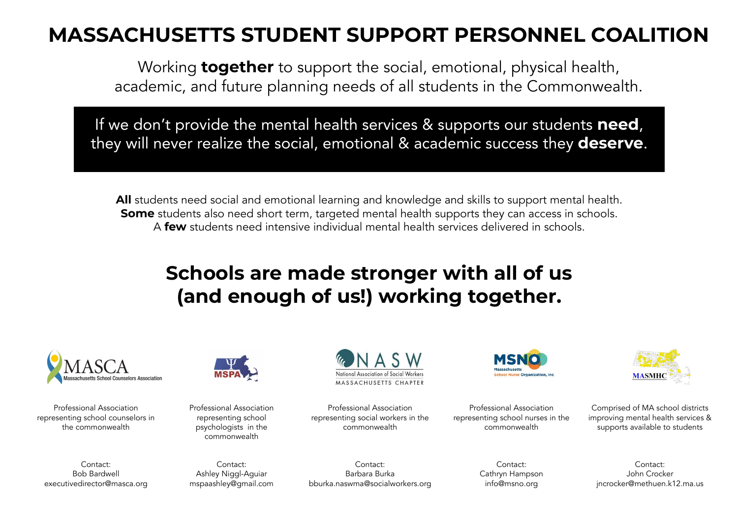# MASSACHUSETTS STUDENT SUPPORT PERSONNEL COALITION

Working **together** to support the social, emotional, physical health, academic, and future planning needs of all students in the Commonwealth.

If we don't provide the mental health services & supports our students **need**, they will never realize the social, emotional & academic success they **deserve**.

**All** students need social and emotional learning and knowledge and skills to support mental health.
**Some** students also need short term, targeted mental health supports they can access in schools.
A **few** students need intensive individual mental health services delivered in schools.

## Schools are made stronger with all of us (and enough of us!) working together.

**MASCA** – Massachusetts School Counselors Association

Professional Association representing school counselors in the commonwealth

Contact:
Bob Bardwell
executivedirector@masca.org

**MSPA**

Professional Association representing school psychologists in the commonwealth

Contact:
Ashley Niggl-Aguiar
mspaashley@gmail.com

**NASW** – National Association of Social Workers, Massachusetts Chapter

Professional Association representing social workers in the commonwealth

Contact:
Barbara Burka
bburka.naswma@socialworkers.org

**MSNO** – Massachusetts School Nurse Organization, Inc.

Professional Association representing school nurses in the commonwealth

Contact:
Cathryn Hampson
info@msno.org

**MASMHC**

Comprised of MA school districts improving mental health services & supports available to students

Contact:
John Crocker
jncrocker@methuen.k12.ma.us